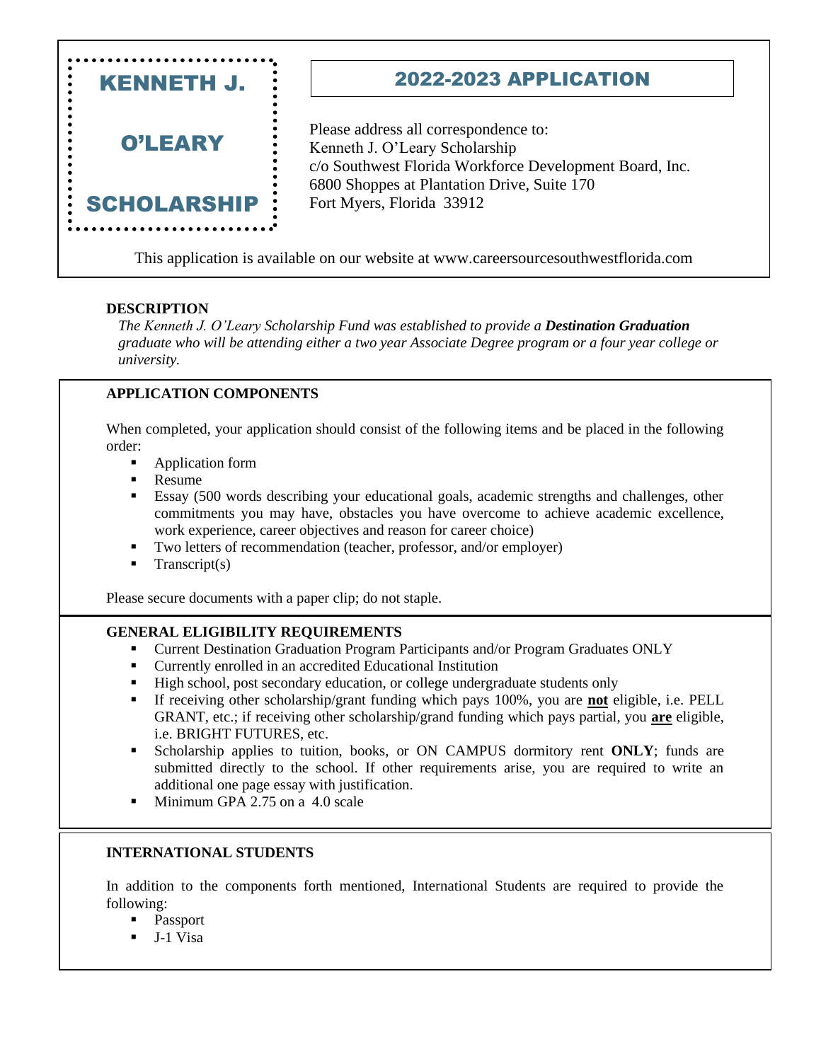# KENNETH J. O'LEARY SCHOLARSHIP

## 2022-2023 APPLICATION

Please address all correspondence to:
Kenneth J. O'Leary Scholarship
c/o Southwest Florida Workforce Development Board, Inc.
6800 Shoppes at Plantation Drive, Suite 170
Fort Myers, Florida 33912

This application is available on our website at www.careersourcesouthwestflorida.com

**DESCRIPTION**

*The Kenneth J. O'Leary Scholarship Fund was established to provide a* ***Destination Graduation*** *graduate who will be attending either a two year Associate Degree program or a four year college or university.*

**APPLICATION COMPONENTS**

When completed, your application should consist of the following items and be placed in the following order:

- Application form
- Resume
- Essay (500 words describing your educational goals, academic strengths and challenges, other commitments you may have, obstacles you have overcome to achieve academic excellence, work experience, career objectives and reason for career choice)
- Two letters of recommendation (teacher, professor, and/or employer)
- Transcript(s)

Please secure documents with a paper clip; do not staple.

**GENERAL ELIGIBILITY REQUIREMENTS**

- Current Destination Graduation Program Participants and/or Program Graduates ONLY
- Currently enrolled in an accredited Educational Institution
- High school, post secondary education, or college undergraduate students only
- If receiving other scholarship/grant funding which pays 100%, you are **not** eligible, i.e. PELL GRANT, etc.; if receiving other scholarship/grand funding which pays partial, you **are** eligible, i.e. BRIGHT FUTURES, etc.
- Scholarship applies to tuition, books, or ON CAMPUS dormitory rent **ONLY**; funds are submitted directly to the school. If other requirements arise, you are required to write an additional one page essay with justification.
- Minimum GPA 2.75 on a 4.0 scale

**INTERNATIONAL STUDENTS**

In addition to the components forth mentioned, International Students are required to provide the following:

- Passport
- J-1 Visa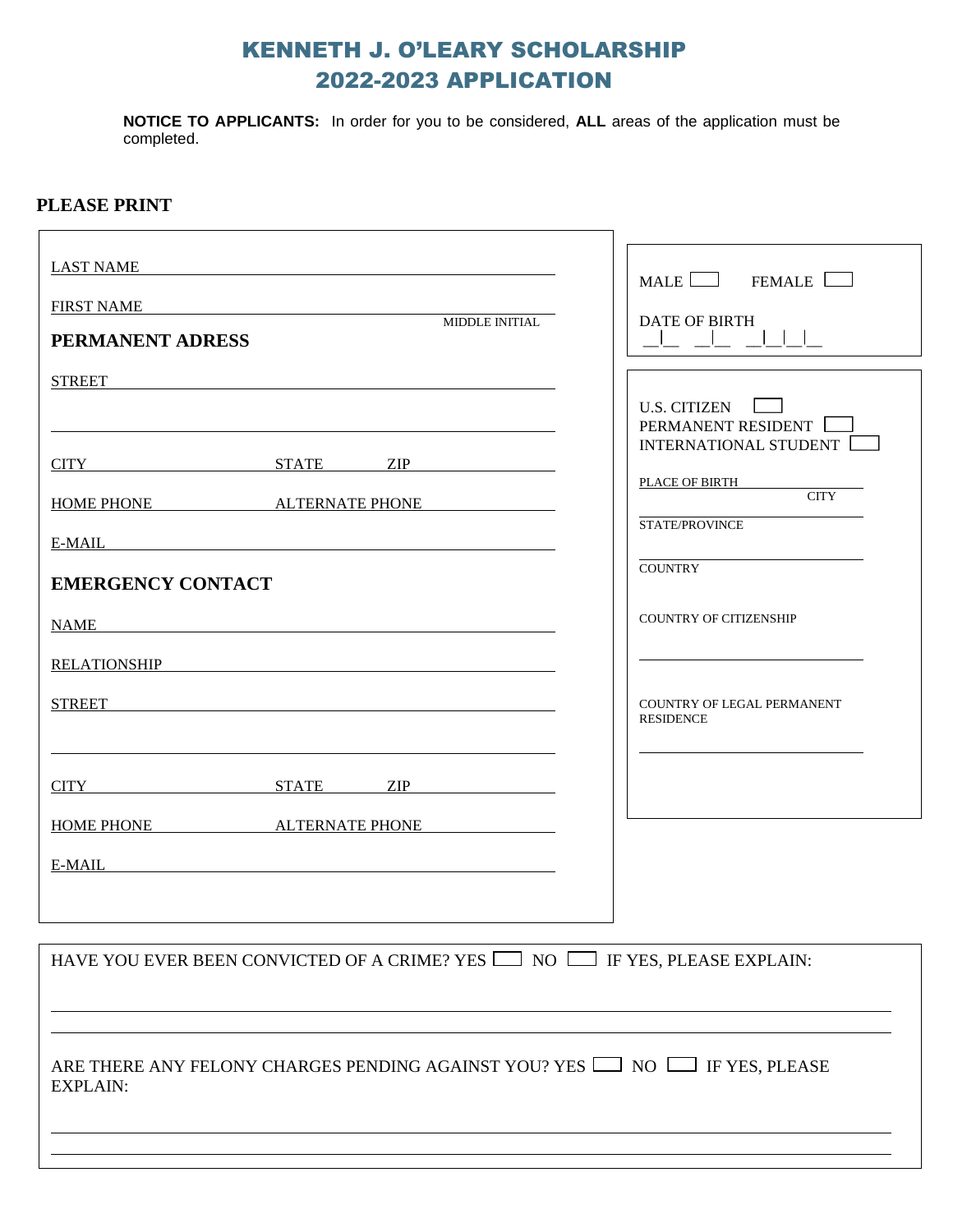# KENNETH J. O'LEARY SCHOLARSHIP
# 2022-2023 APPLICATION

**NOTICE TO APPLICANTS:** In order for you to be considered, **ALL** areas of the application must be completed.

**PLEASE PRINT**

LAST NAME ______________________________

FIRST NAME ______________________________ MIDDLE INITIAL

**PERMANENT ADRESS**

STREET ______________________________

______________________________

CITY __________ STATE __________ ZIP __________

HOME PHONE __________ ALTERNATE PHONE __________

E-MAIL ______________________________

**EMERGENCY CONTACT**

NAME ______________________________

RELATIONSHIP ______________________________

STREET ______________________________

______________________________

CITY __________ STATE __________ ZIP __________

HOME PHONE __________ ALTERNATE PHONE __________

E-MAIL ______________________________

MALE ☐ FEMALE ☐

DATE OF BIRTH __|__ __|__ __|__|__|__

U.S. CITIZEN ☐
PERMANENT RESIDENT ☐
INTERNATIONAL STUDENT ☐

PLACE OF BIRTH __________ CITY

__________ STATE/PROVINCE

__________ COUNTRY

COUNTRY OF CITIZENSHIP

______________________________

COUNTRY OF LEGAL PERMANENT RESIDENCE

______________________________

HAVE YOU EVER BEEN CONVICTED OF A CRIME? YES ☐ NO ☐ IF YES, PLEASE EXPLAIN:

______________________________

______________________________

ARE THERE ANY FELONY CHARGES PENDING AGAINST YOU? YES ☐ NO ☐ IF YES, PLEASE EXPLAIN:

______________________________

______________________________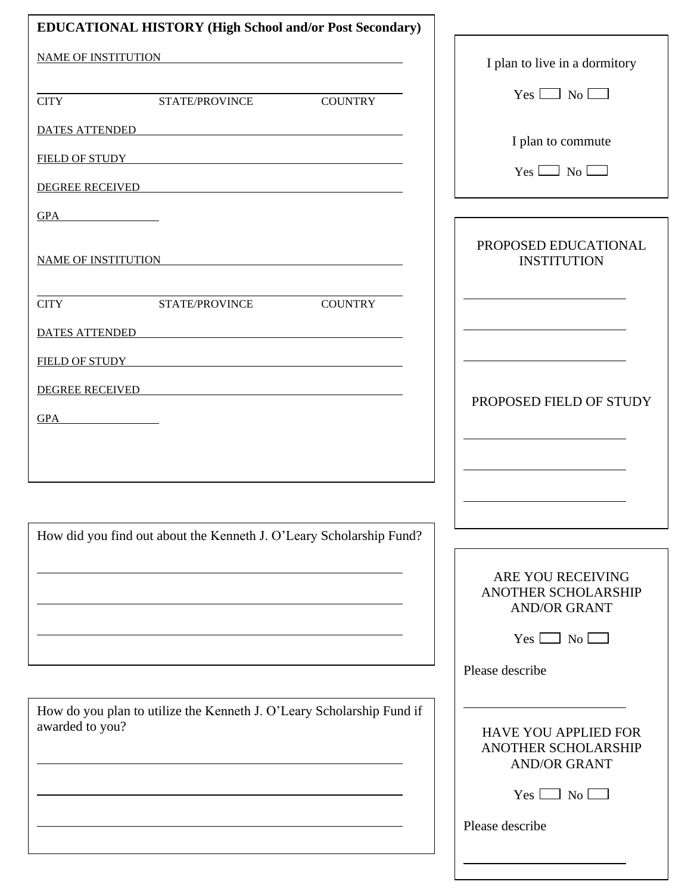## EDUCATIONAL HISTORY (High School and/or Post Secondary)

NAME OF INSTITUTION \_\_\_\_\_\_\_\_\_\_\_\_\_\_\_\_\_\_\_\_\_\_\_\_\_\_\_\_\_\_

\_\_\_\_\_\_\_\_\_\_\_\_\_\_\_\_\_\_\_\_\_\_\_\_\_\_\_\_\_\_\_\_\_\_\_\_\_\_\_\_\_\_\_\_\_\_

CITY STATE/PROVINCE COUNTRY

DATES ATTENDED \_\_\_\_\_\_\_\_\_\_\_\_\_\_\_\_\_\_\_\_\_\_\_\_\_\_\_\_\_\_

FIELD OF STUDY \_\_\_\_\_\_\_\_\_\_\_\_\_\_\_\_\_\_\_\_\_\_\_\_\_\_\_\_\_\_

DEGREE RECEIVED \_\_\_\_\_\_\_\_\_\_\_\_\_\_\_\_\_\_\_\_\_\_\_\_\_\_\_\_\_\_

GPA \_\_\_\_\_\_\_\_\_\_

NAME OF INSTITUTION \_\_\_\_\_\_\_\_\_\_\_\_\_\_\_\_\_\_\_\_\_\_\_\_\_\_\_\_\_\_

\_\_\_\_\_\_\_\_\_\_\_\_\_\_\_\_\_\_\_\_\_\_\_\_\_\_\_\_\_\_\_\_\_\_\_\_\_\_\_\_\_\_\_\_\_\_

CITY STATE/PROVINCE COUNTRY

DATES ATTENDED \_\_\_\_\_\_\_\_\_\_\_\_\_\_\_\_\_\_\_\_\_\_\_\_\_\_\_\_\_\_

FIELD OF STUDY \_\_\_\_\_\_\_\_\_\_\_\_\_\_\_\_\_\_\_\_\_\_\_\_\_\_\_\_\_\_

DEGREE RECEIVED \_\_\_\_\_\_\_\_\_\_\_\_\_\_\_\_\_\_\_\_\_\_\_\_\_\_\_\_\_\_

GPA \_\_\_\_\_\_\_\_\_\_

---

I plan to live in a dormitory

Yes ☐ No ☐

I plan to commute

Yes ☐ No ☐

---

PROPOSED EDUCATIONAL INSTITUTION

\_\_\_\_\_\_\_\_\_\_\_\_\_\_\_\_\_\_\_\_\_\_\_\_

\_\_\_\_\_\_\_\_\_\_\_\_\_\_\_\_\_\_\_\_\_\_\_\_

\_\_\_\_\_\_\_\_\_\_\_\_\_\_\_\_\_\_\_\_\_\_\_\_

PROPOSED FIELD OF STUDY

\_\_\_\_\_\_\_\_\_\_\_\_\_\_\_\_\_\_\_\_\_\_\_\_

\_\_\_\_\_\_\_\_\_\_\_\_\_\_\_\_\_\_\_\_\_\_\_\_

\_\_\_\_\_\_\_\_\_\_\_\_\_\_\_\_\_\_\_\_\_\_\_\_

---

How did you find out about the Kenneth J. O'Leary Scholarship Fund?

\_\_\_\_\_\_\_\_\_\_\_\_\_\_\_\_\_\_\_\_\_\_\_\_\_\_\_\_\_\_\_\_\_\_\_\_\_\_\_\_\_\_\_\_\_\_

\_\_\_\_\_\_\_\_\_\_\_\_\_\_\_\_\_\_\_\_\_\_\_\_\_\_\_\_\_\_\_\_\_\_\_\_\_\_\_\_\_\_\_\_\_\_

\_\_\_\_\_\_\_\_\_\_\_\_\_\_\_\_\_\_\_\_\_\_\_\_\_\_\_\_\_\_\_\_\_\_\_\_\_\_\_\_\_\_\_\_\_\_

---

How do you plan to utilize the Kenneth J. O'Leary Scholarship Fund if awarded to you?

\_\_\_\_\_\_\_\_\_\_\_\_\_\_\_\_\_\_\_\_\_\_\_\_\_\_\_\_\_\_\_\_\_\_\_\_\_\_\_\_\_\_\_\_\_\_

\_\_\_\_\_\_\_\_\_\_\_\_\_\_\_\_\_\_\_\_\_\_\_\_\_\_\_\_\_\_\_\_\_\_\_\_\_\_\_\_\_\_\_\_\_\_

\_\_\_\_\_\_\_\_\_\_\_\_\_\_\_\_\_\_\_\_\_\_\_\_\_\_\_\_\_\_\_\_\_\_\_\_\_\_\_\_\_\_\_\_\_\_

---

ARE YOU RECEIVING ANOTHER SCHOLARSHIP AND/OR GRANT

Yes ☐ No ☐

Please describe

\_\_\_\_\_\_\_\_\_\_\_\_\_\_\_\_\_\_\_\_\_\_\_\_

HAVE YOU APPLIED FOR ANOTHER SCHOLARSHIP AND/OR GRANT

Yes ☐ No ☐

Please describe

\_\_\_\_\_\_\_\_\_\_\_\_\_\_\_\_\_\_\_\_\_\_\_\_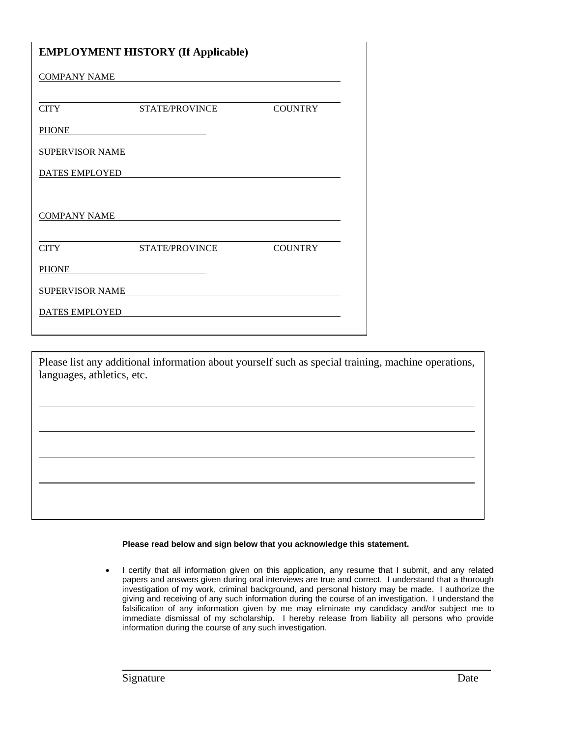## EMPLOYMENT HISTORY (If Applicable)

COMPANY NAME ______________________________________________

______________________________________________

CITY STATE/PROVINCE COUNTRY

PHONE ______________________

SUPERVISOR NAME ______________________________________________

DATES EMPLOYED ______________________________________________

COMPANY NAME ______________________________________________

______________________________________________

CITY STATE/PROVINCE COUNTRY

PHONE ______________________

SUPERVISOR NAME ______________________________________________

DATES EMPLOYED ______________________________________________

Please list any additional information about yourself such as special training, machine operations, languages, athletics, etc.

______________________________________________

______________________________________________

______________________________________________

______________________________________________

**Please read below and sign below that you acknowledge this statement.**

- I certify that all information given on this application, any resume that I submit, and any related papers and answers given during oral interviews are true and correct. I understand that a thorough investigation of my work, criminal background, and personal history may be made. I authorize the giving and receiving of any such information during the course of an investigation. I understand the falsification of any information given by me may eliminate my candidacy and/or subject me to immediate dismissal of my scholarship. I hereby release from liability all persons who provide information during the course of any such investigation.

______________________________________________

Signature Date